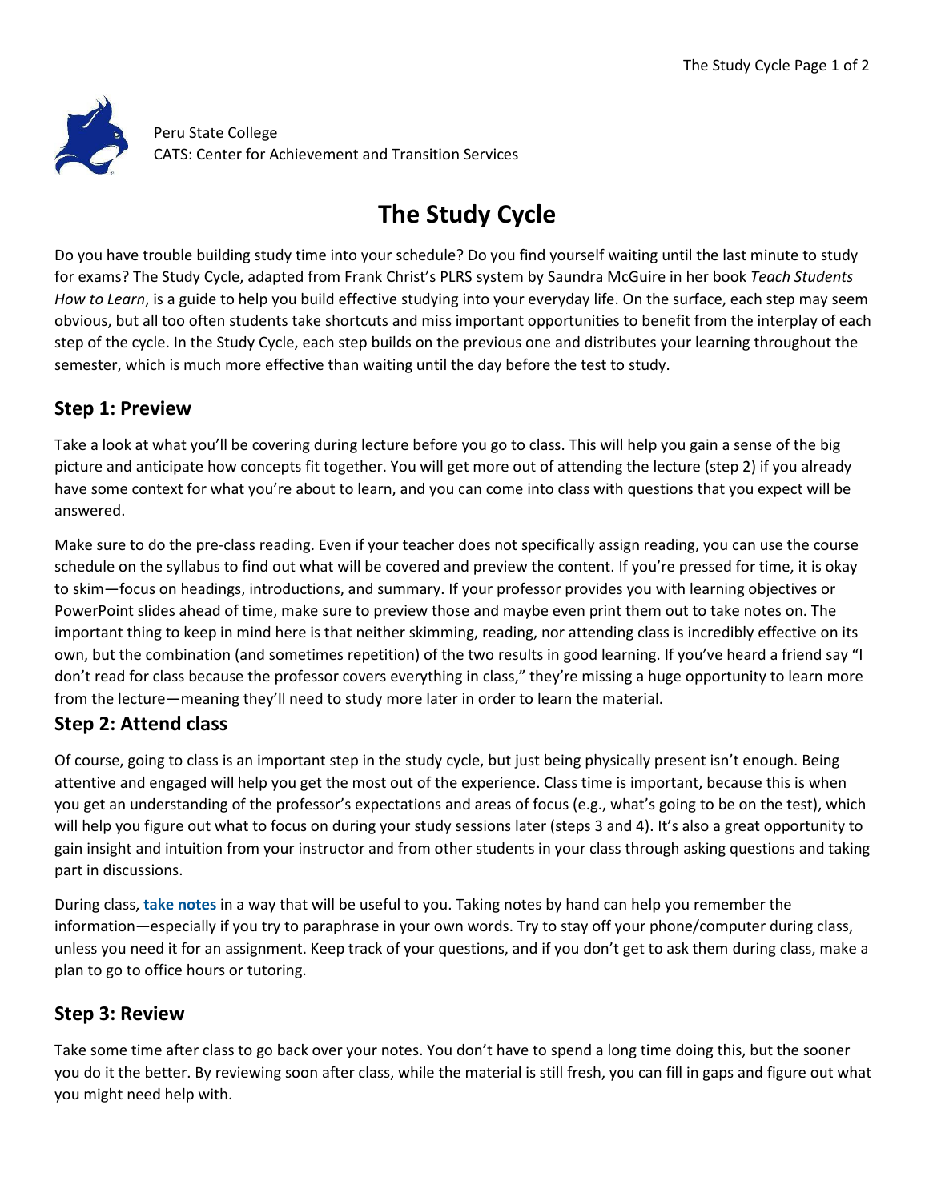Peru State College
CATS: Center for Achievement and Transition Services

# The Study Cycle

Do you have trouble building study time into your schedule? Do you find yourself waiting until the last minute to study for exams? The Study Cycle, adapted from Frank Christ's PLRS system by Saundra McGuire in her book *Teach Students How to Learn*, is a guide to help you build effective studying into your everyday life. On the surface, each step may seem obvious, but all too often students take shortcuts and miss important opportunities to benefit from the interplay of each step of the cycle. In the Study Cycle, each step builds on the previous one and distributes your learning throughout the semester, which is much more effective than waiting until the day before the test to study.

## Step 1: Preview

Take a look at what you'll be covering during lecture before you go to class. This will help you gain a sense of the big picture and anticipate how concepts fit together. You will get more out of attending the lecture (step 2) if you already have some context for what you're about to learn, and you can come into class with questions that you expect will be answered.

Make sure to do the pre-class reading. Even if your teacher does not specifically assign reading, you can use the course schedule on the syllabus to find out what will be covered and preview the content. If you're pressed for time, it is okay to skim—focus on headings, introductions, and summary. If your professor provides you with learning objectives or PowerPoint slides ahead of time, make sure to preview those and maybe even print them out to take notes on. The important thing to keep in mind here is that neither skimming, reading, nor attending class is incredibly effective on its own, but the combination (and sometimes repetition) of the two results in good learning. If you've heard a friend say "I don't read for class because the professor covers everything in class," they're missing a huge opportunity to learn more from the lecture—meaning they'll need to study more later in order to learn the material.

## Step 2: Attend class

Of course, going to class is an important step in the study cycle, but just being physically present isn't enough. Being attentive and engaged will help you get the most out of the experience. Class time is important, because this is when you get an understanding of the professor's expectations and areas of focus (e.g., what's going to be on the test), which will help you figure out what to focus on during your study sessions later (steps 3 and 4). It's also a great opportunity to gain insight and intuition from your instructor and from other students in your class through asking questions and taking part in discussions.

During class, **take notes** in a way that will be useful to you. Taking notes by hand can help you remember the information—especially if you try to paraphrase in your own words. Try to stay off your phone/computer during class, unless you need it for an assignment. Keep track of your questions, and if you don't get to ask them during class, make a plan to go to office hours or tutoring.

## Step 3: Review

Take some time after class to go back over your notes. You don't have to spend a long time doing this, but the sooner you do it the better. By reviewing soon after class, while the material is still fresh, you can fill in gaps and figure out what you might need help with.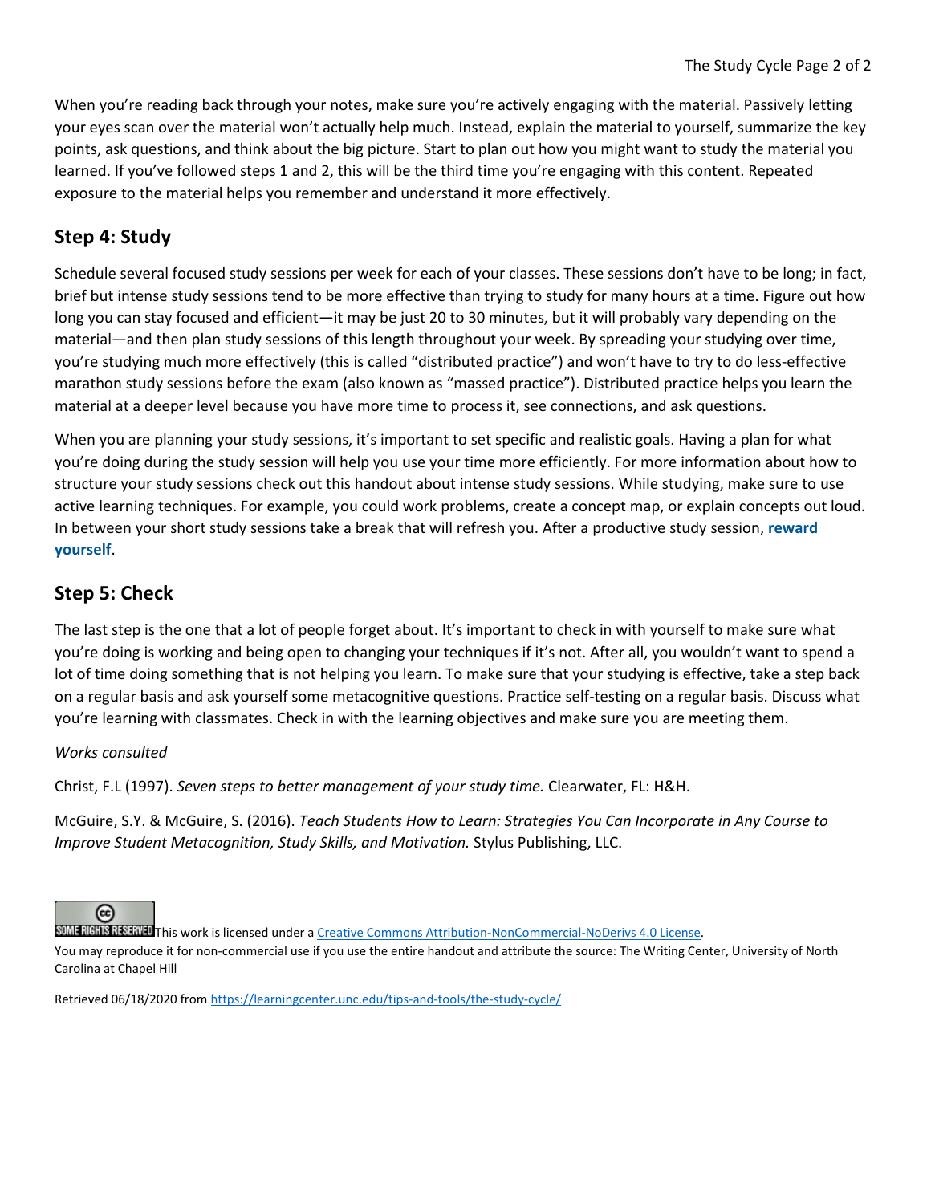When you're reading back through your notes, make sure you're actively engaging with the material. Passively letting your eyes scan over the material won't actually help much. Instead, explain the material to yourself, summarize the key points, ask questions, and think about the big picture. Start to plan out how you might want to study the material you learned. If you've followed steps 1 and 2, this will be the third time you're engaging with this content. Repeated exposure to the material helps you remember and understand it more effectively.

## Step 4: Study

Schedule several focused study sessions per week for each of your classes. These sessions don't have to be long; in fact, brief but intense study sessions tend to be more effective than trying to study for many hours at a time. Figure out how long you can stay focused and efficient—it may be just 20 to 30 minutes, but it will probably vary depending on the material—and then plan study sessions of this length throughout your week. By spreading your studying over time, you're studying much more effectively (this is called "distributed practice") and won't have to try to do less-effective marathon study sessions before the exam (also known as "massed practice"). Distributed practice helps you learn the material at a deeper level because you have more time to process it, see connections, and ask questions.

When you are planning your study sessions, it's important to set specific and realistic goals. Having a plan for what you're doing during the study session will help you use your time more efficiently. For more information about how to structure your study sessions check out this handout about intense study sessions. While studying, make sure to use active learning techniques. For example, you could work problems, create a concept map, or explain concepts out loud. In between your short study sessions take a break that will refresh you. After a productive study session, **reward yourself**.

## Step 5: Check

The last step is the one that a lot of people forget about. It's important to check in with yourself to make sure what you're doing is working and being open to changing your techniques if it's not. After all, you wouldn't want to spend a lot of time doing something that is not helping you learn. To make sure that your studying is effective, take a step back on a regular basis and ask yourself some metacognitive questions. Practice self-testing on a regular basis. Discuss what you're learning with classmates. Check in with the learning objectives and make sure you are meeting them.

*Works consulted*

Christ, F.L (1997). *Seven steps to better management of your study time.* Clearwater, FL: H&H.

McGuire, S.Y. & McGuire, S. (2016). *Teach Students How to Learn: Strategies You Can Incorporate in Any Course to Improve Student Metacognition, Study Skills, and Motivation.* Stylus Publishing, LLC.

SOME RIGHTS RESERVED This work is licensed under a Creative Commons Attribution-NonCommercial-NoDerivs 4.0 License.

You may reproduce it for non-commercial use if you use the entire handout and attribute the source: The Writing Center, University of North Carolina at Chapel Hill

Retrieved 06/18/2020 from https://learningcenter.unc.edu/tips-and-tools/the-study-cycle/